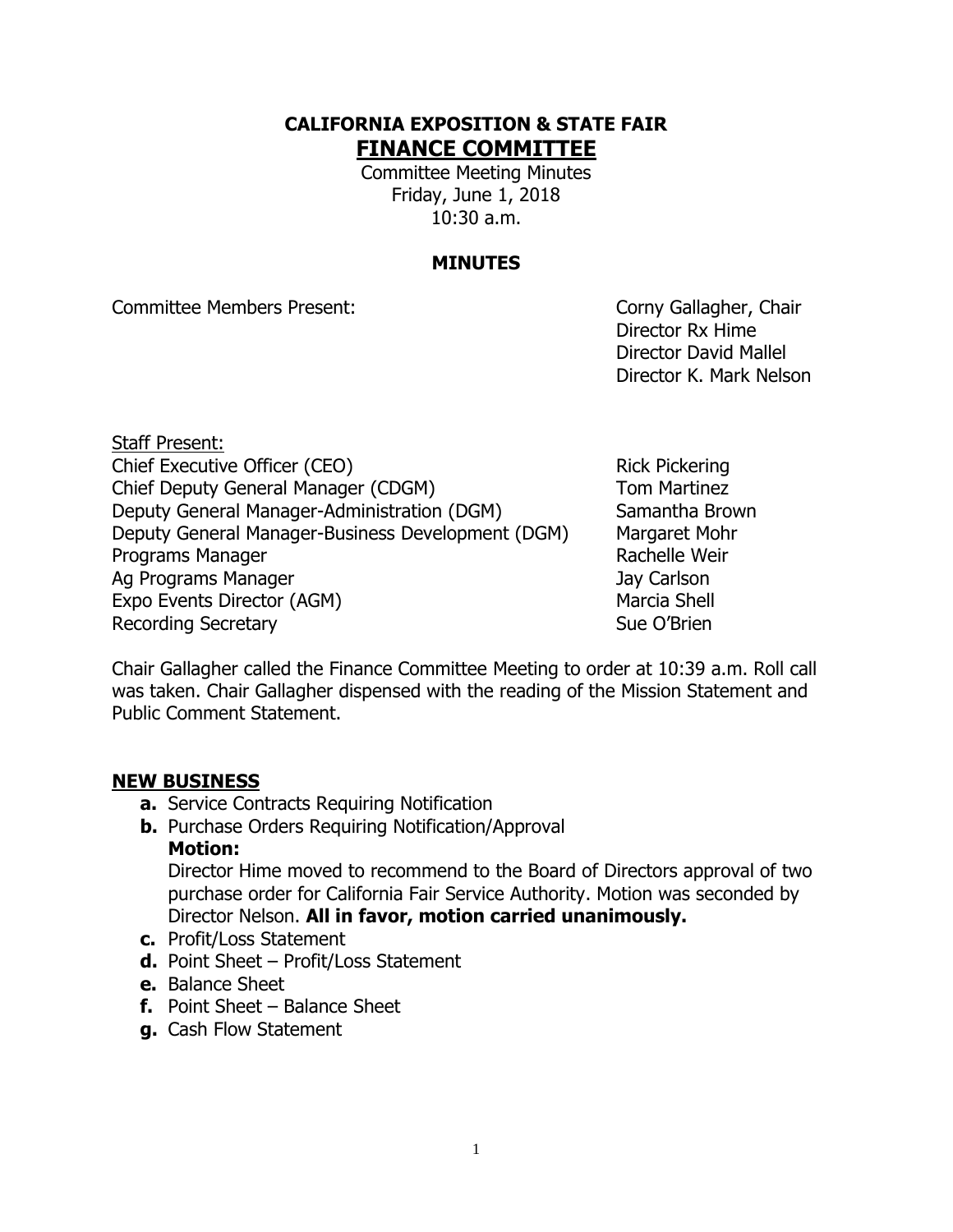# CALIFORNIA EXPOSITION & STATE FAIR

## FINANCE COMMITTEE

Committee Meeting Minutes
Friday, June 1, 2018
10:30 a.m.

### MINUTES

Committee Members Present:

Corny Gallagher, Chair
Director Rx Hime
Director David Mallel
Director K. Mark Nelson

Staff Present:

| | |
|---|---|
| Chief Executive Officer (CEO) | Rick Pickering |
| Chief Deputy General Manager (CDGM) | Tom Martinez |
| Deputy General Manager-Administration (DGM) | Samantha Brown |
| Deputy General Manager-Business Development (DGM) | Margaret Mohr |
| Programs Manager | Rachelle Weir |
| Ag Programs Manager | Jay Carlson |
| Expo Events Director (AGM) | Marcia Shell |
| Recording Secretary | Sue O'Brien |

Chair Gallagher called the Finance Committee Meeting to order at 10:39 a.m. Roll call was taken. Chair Gallagher dispensed with the reading of the Mission Statement and Public Comment Statement.

## NEW BUSINESS

- **a.** Service Contracts Requiring Notification
- **b.** Purchase Orders Requiring Notification/Approval

  **Motion:**

  Director Hime moved to recommend to the Board of Directors approval of two purchase order for California Fair Service Authority. Motion was seconded by Director Nelson. **All in favor, motion carried unanimously.**
- **c.** Profit/Loss Statement
- **d.** Point Sheet – Profit/Loss Statement
- **e.** Balance Sheet
- **f.** Point Sheet – Balance Sheet
- **g.** Cash Flow Statement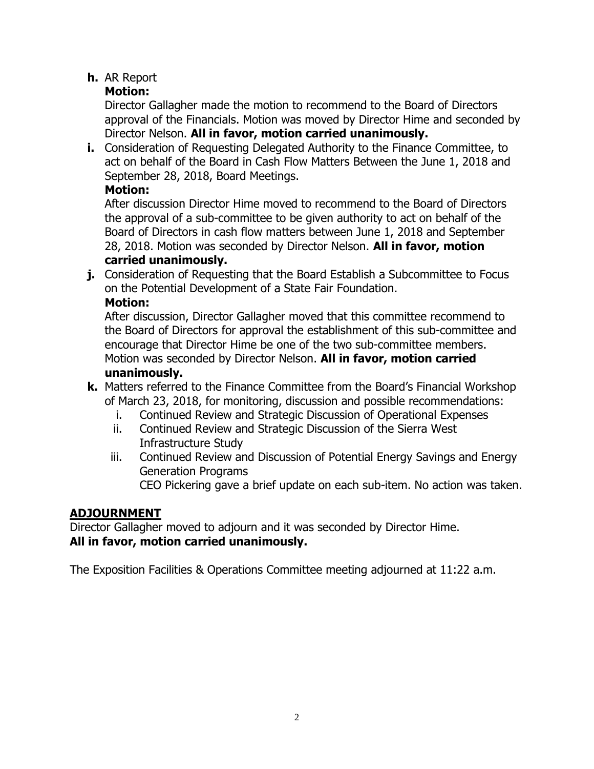**h.** AR Report

**Motion:**

Director Gallagher made the motion to recommend to the Board of Directors approval of the Financials. Motion was moved by Director Hime and seconded by Director Nelson. **All in favor, motion carried unanimously.**

**i.** Consideration of Requesting Delegated Authority to the Finance Committee, to act on behalf of the Board in Cash Flow Matters Between the June 1, 2018 and September 28, 2018, Board Meetings.

**Motion:**

After discussion Director Hime moved to recommend to the Board of Directors the approval of a sub-committee to be given authority to act on behalf of the Board of Directors in cash flow matters between June 1, 2018 and September 28, 2018. Motion was seconded by Director Nelson. **All in favor, motion carried unanimously.**

**j.** Consideration of Requesting that the Board Establish a Subcommittee to Focus on the Potential Development of a State Fair Foundation.

**Motion:**

After discussion, Director Gallagher moved that this committee recommend to the Board of Directors for approval the establishment of this sub-committee and encourage that Director Hime be one of the two sub-committee members. Motion was seconded by Director Nelson. **All in favor, motion carried unanimously.**

**k.** Matters referred to the Finance Committee from the Board's Financial Workshop of March 23, 2018, for monitoring, discussion and possible recommendations:

i. Continued Review and Strategic Discussion of Operational Expenses

ii. Continued Review and Strategic Discussion of the Sierra West Infrastructure Study

iii. Continued Review and Discussion of Potential Energy Savings and Energy Generation Programs

CEO Pickering gave a brief update on each sub-item. No action was taken.

## ADJOURNMENT

Director Gallagher moved to adjourn and it was seconded by Director Hime.

**All in favor, motion carried unanimously.**

The Exposition Facilities & Operations Committee meeting adjourned at 11:22 a.m.